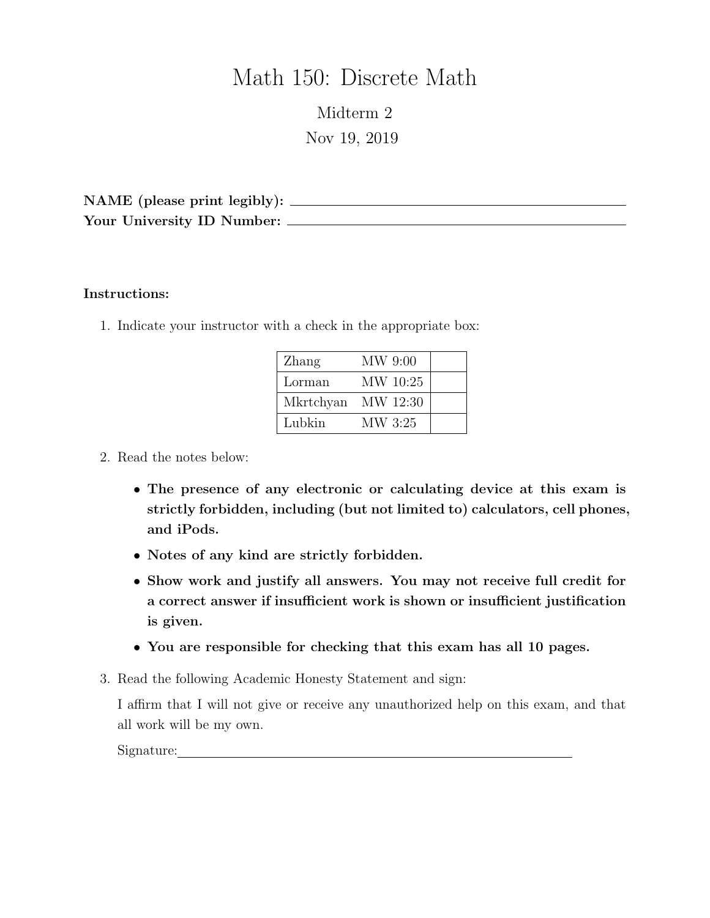# Math 150: Discrete Math

Midterm 2

Nov 19, 2019

**NAME (please print legibly):** ______________________________

**Your University ID Number:** ______________________________

**Instructions:**

1. Indicate your instructor with a check in the appropriate box:

| | | |
|---|---|---|
| Zhang | MW 9:00 | |
| Lorman | MW 10:25 | |
| Mkrtchyan | MW 12:30 | |
| Lubkin | MW 3:25 | |

2. Read the notes below:

   - **The presence of any electronic or calculating device at this exam is strictly forbidden, including (but not limited to) calculators, cell phones, and iPods.**
   - **Notes of any kind are strictly forbidden.**
   - **Show work and justify all answers. You may not receive full credit for a correct answer if insufficient work is shown or insufficient justification is given.**
   - **You are responsible for checking that this exam has all 10 pages.**

3. Read the following Academic Honesty Statement and sign:

   I affirm that I will not give or receive any unauthorized help on this exam, and that all work will be my own.

   Signature:______________________________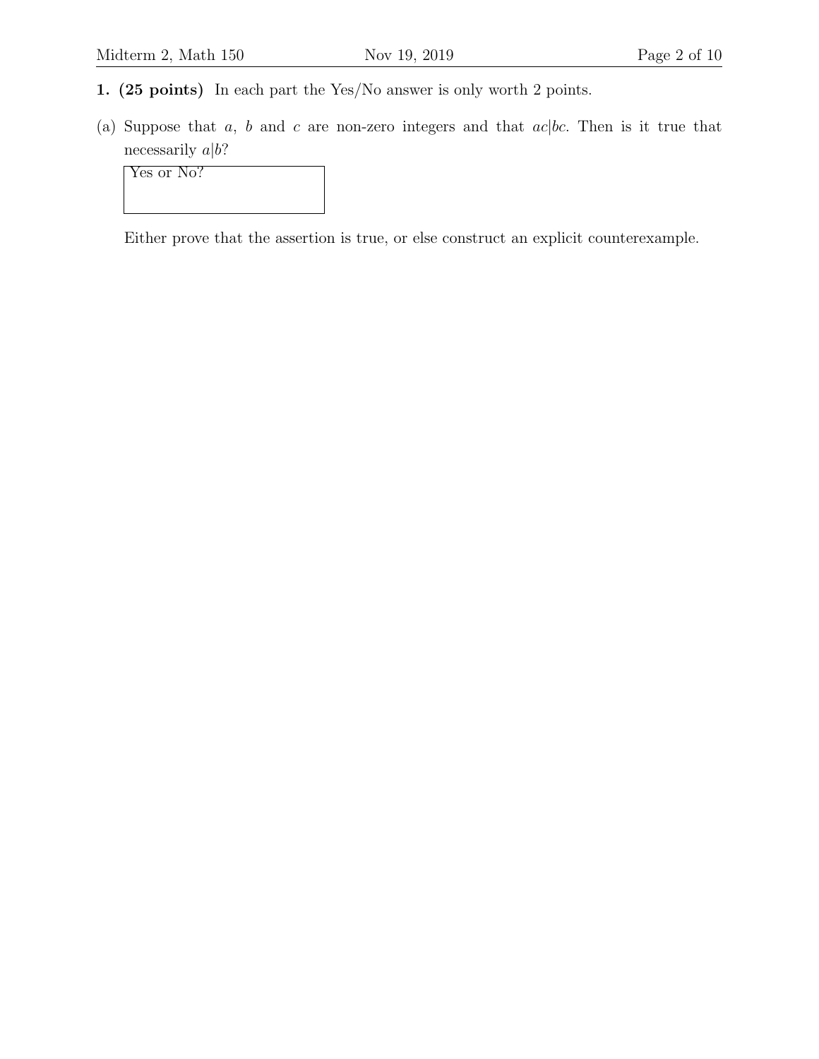**1. (25 points)** In each part the Yes/No answer is only worth 2 points.

(a) Suppose that $a$, $b$ and $c$ are non-zero integers and that $ac|bc$. Then is it true that necessarily $a|b$?

| Yes or No? |
| --- |
| |

Either prove that the assertion is true, or else construct an explicit counterexample.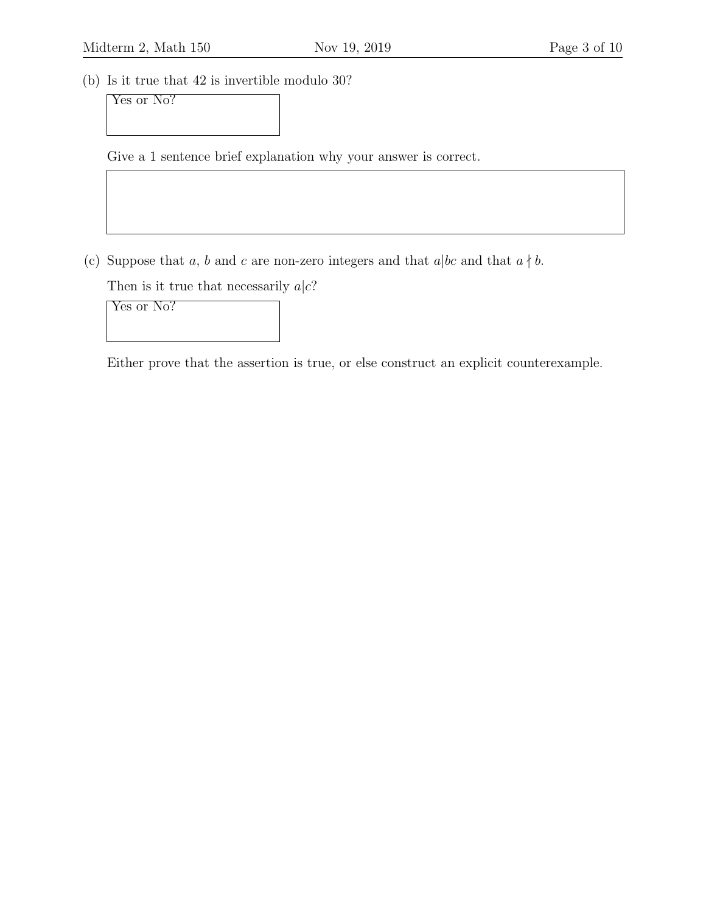(b) Is it true that 42 is invertible modulo 30?

Yes or No?

Give a 1 sentence brief explanation why your answer is correct.

(c) Suppose that $a$, $b$ and $c$ are non-zero integers and that $a|bc$ and that $a \nmid b$.

Then is it true that necessarily $a|c$?

Yes or No?

Either prove that the assertion is true, or else construct an explicit counterexample.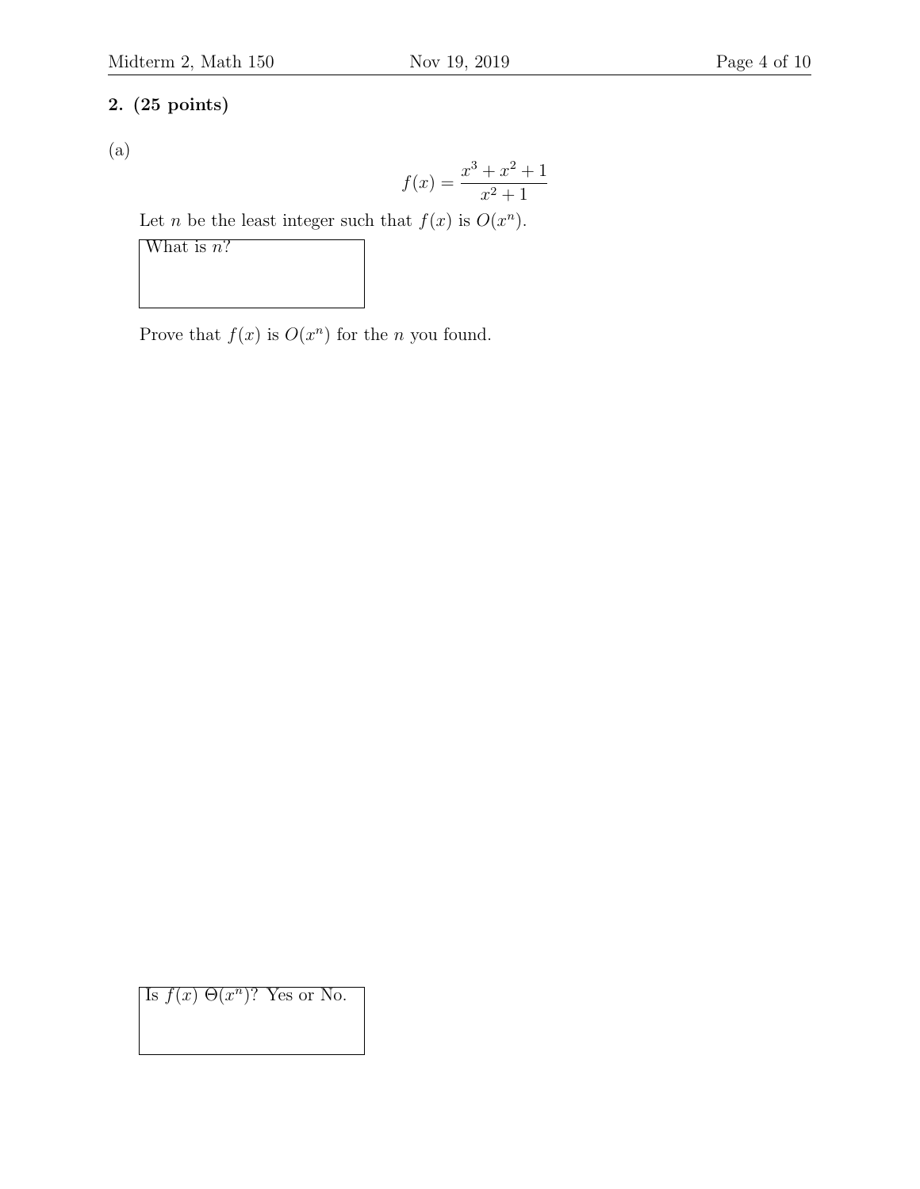**2. (25 points)**

(a)

$$f(x) = \frac{x^3 + x^2 + 1}{x^2 + 1}$$

Let $n$ be the least integer such that $f(x)$ is $O(x^n)$.

| What is $n$? |
| --- |
| |

Prove that $f(x)$ is $O(x^n)$ for the $n$ you found.

| Is $f(x)$ $\Theta(x^n)$? Yes or No. |
| --- |
| |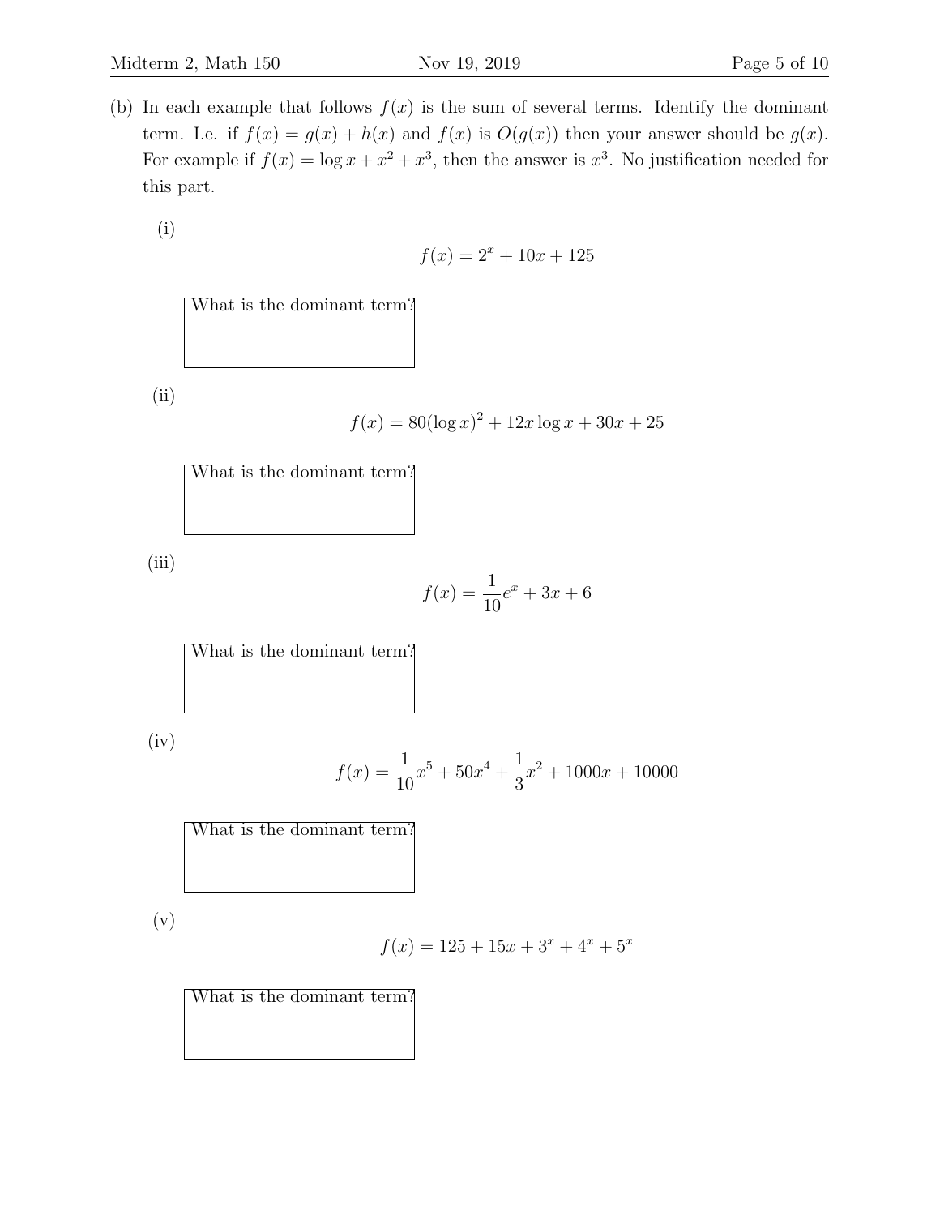(b) In each example that follows $f(x)$ is the sum of several terms. Identify the dominant term. I.e. if $f(x) = g(x) + h(x)$ and $f(x)$ is $O(g(x))$ then your answer should be $g(x)$. For example if $f(x) = \log x + x^2 + x^3$, then the answer is $x^3$. No justification needed for this part.

(i)

$$f(x) = 2^x + 10x + 125$$

What is the dominant term?

(ii)

$$f(x) = 80(\log x)^2 + 12x \log x + 30x + 25$$

What is the dominant term?

(iii)

$$f(x) = \frac{1}{10}e^x + 3x + 6$$

What is the dominant term?

(iv)

$$f(x) = \frac{1}{10}x^5 + 50x^4 + \frac{1}{3}x^2 + 1000x + 10000$$

What is the dominant term?

(v)

$$f(x) = 125 + 15x + 3^x + 4^x + 5^x$$

What is the dominant term?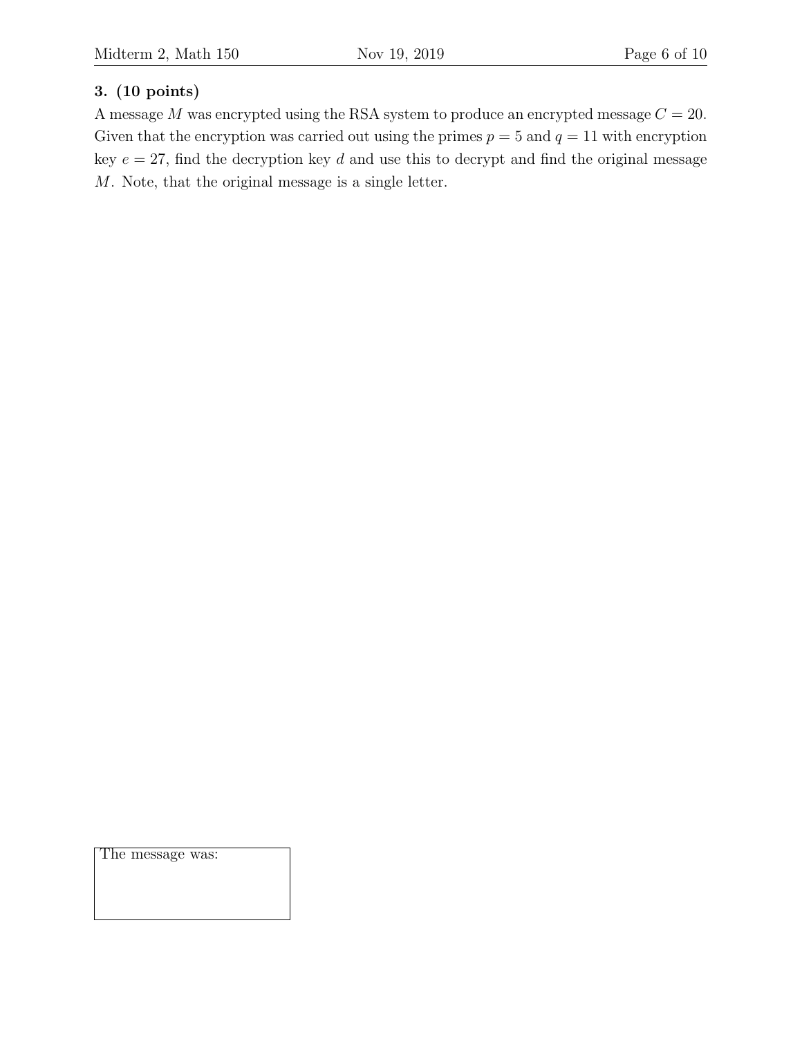### 3. (10 points)

A message $M$ was encrypted using the RSA system to produce an encrypted message $C = 20$. Given that the encryption was carried out using the primes $p = 5$ and $q = 11$ with encryption key $e = 27$, find the decryption key $d$ and use this to decrypt and find the original message $M$. Note, that the original message is a single letter.

| The message was: |
|---|
| |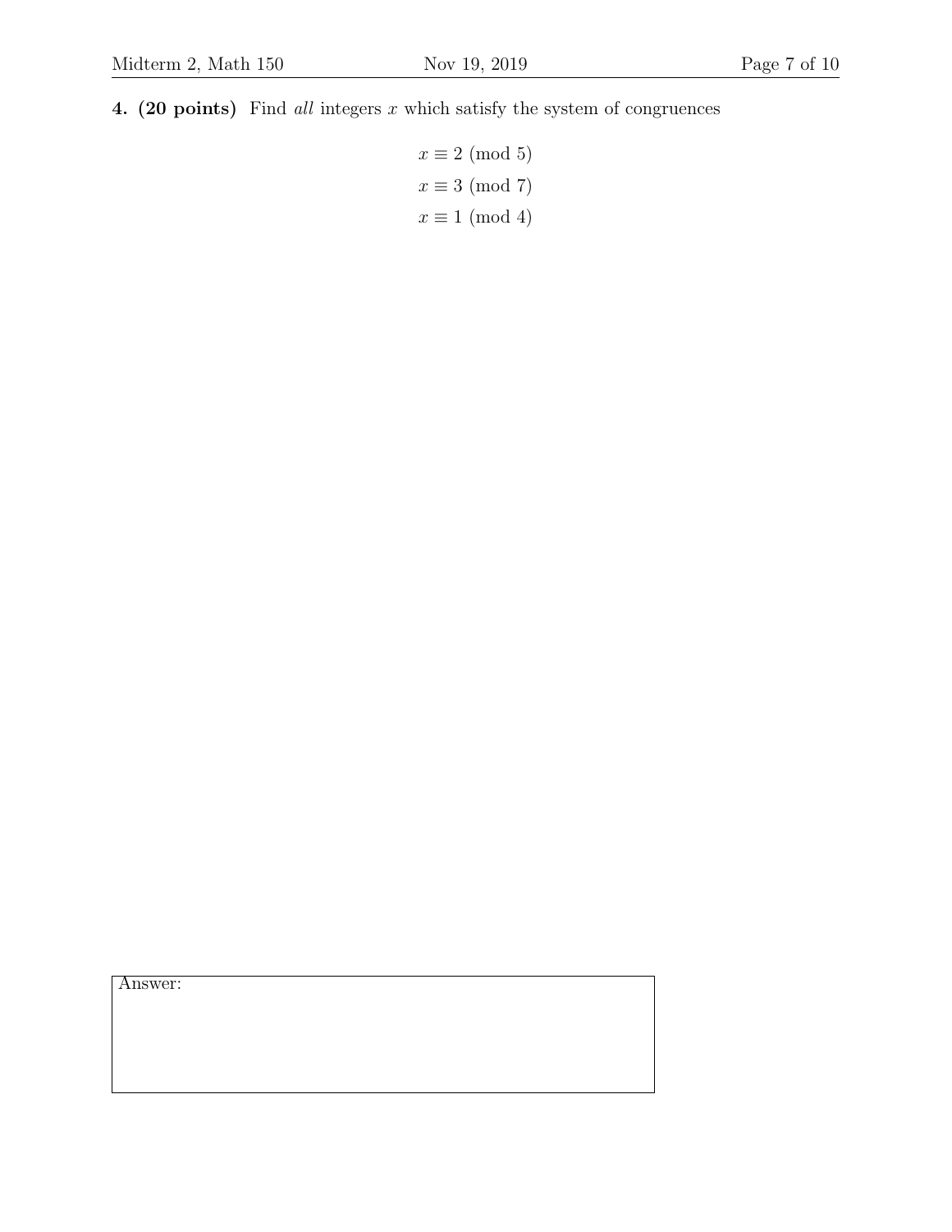**4. (20 points)** Find *all* integers $x$ which satisfy the system of congruences

$$x \equiv 2 \pmod{5}$$
$$x \equiv 3 \pmod{7}$$
$$x \equiv 1 \pmod{4}$$

Answer: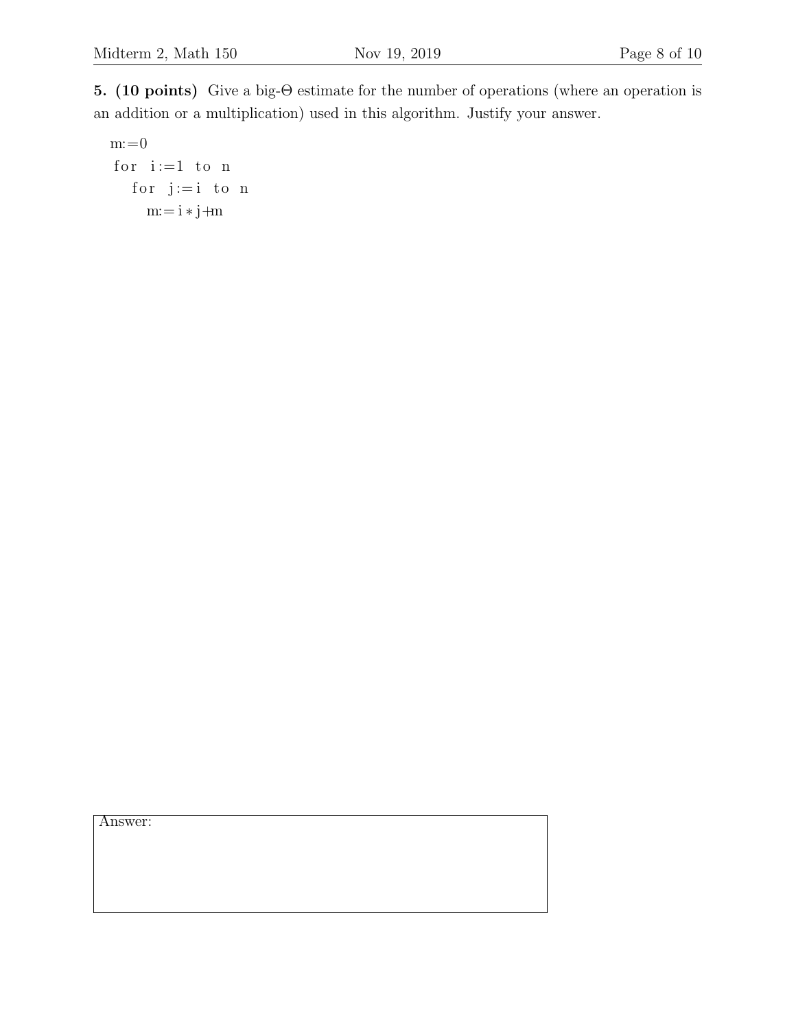**5. (10 points)** Give a big-$\Theta$ estimate for the number of operations (where an operation is an addition or a multiplication) used in this algorithm. Justify your answer.

```
m:=0
for i:=1 to n
  for j:=i to n
    m:= i*j+m
```

Answer: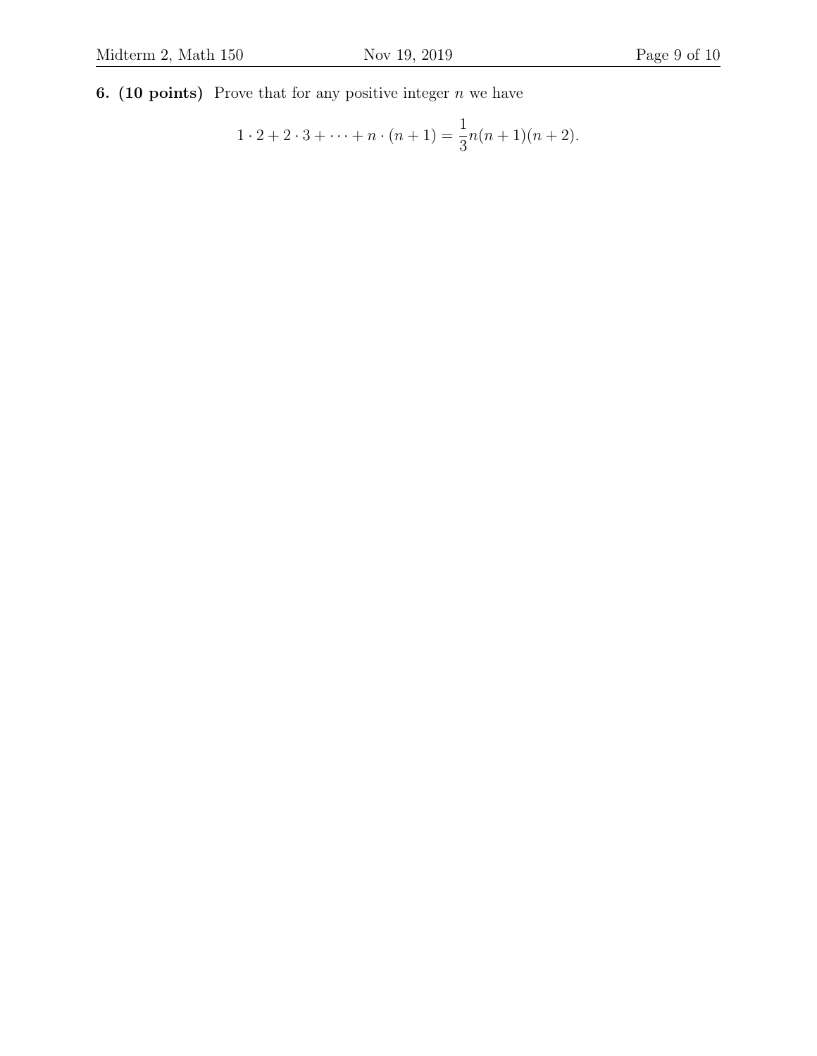**6. (10 points)** Prove that for any positive integer $n$ we have

$$1 \cdot 2 + 2 \cdot 3 + \cdots + n \cdot (n+1) = \frac{1}{3}n(n+1)(n+2).$$